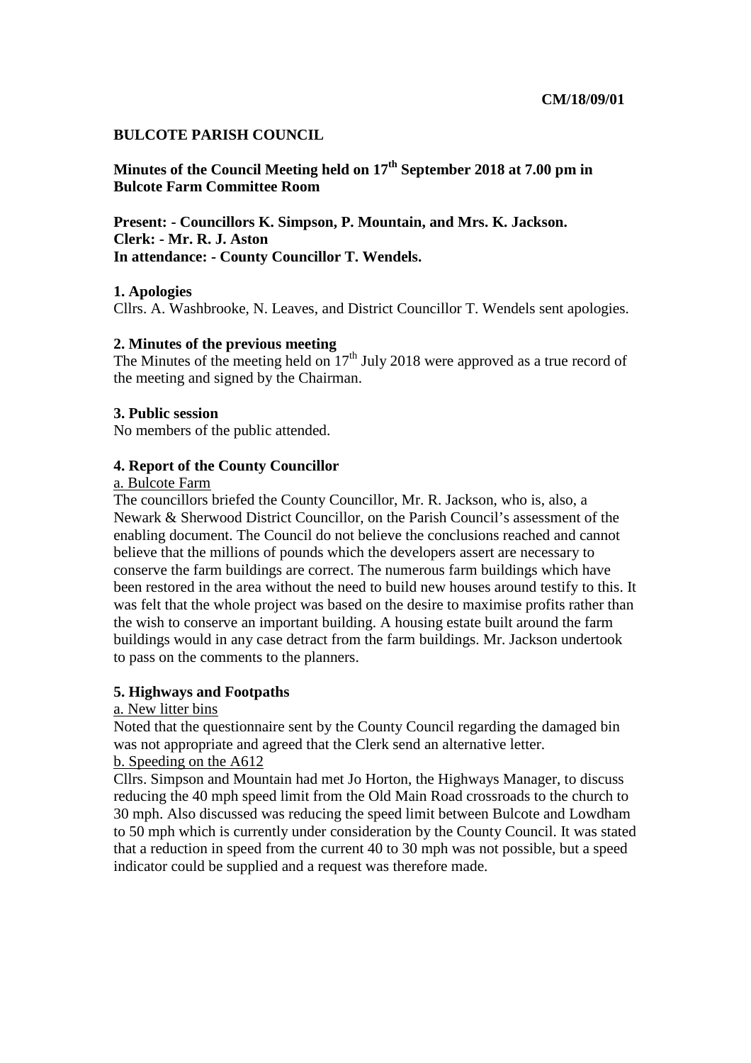**CM/18/09/01**

**BULCOTE PARISH COUNCIL**

**Minutes of the Council Meeting held on 17th September 2018 at 7.00 pm in Bulcote Farm Committee Room**

**Present: - Councillors K. Simpson, P. Mountain, and Mrs. K. Jackson.**
**Clerk: - Mr. R. J. Aston**
**In attendance: - County Councillor T. Wendels.**

**1. Apologies**

Cllrs. A. Washbrooke, N. Leaves, and District Councillor T. Wendels sent apologies.

**2. Minutes of the previous meeting**

The Minutes of the meeting held on 17th July 2018 were approved as a true record of the meeting and signed by the Chairman.

**3. Public session**

No members of the public attended.

**4. Report of the County Councillor**

a. Bulcote Farm

The councillors briefed the County Councillor, Mr. R. Jackson, who is, also, a Newark & Sherwood District Councillor, on the Parish Council's assessment of the enabling document. The Council do not believe the conclusions reached and cannot believe that the millions of pounds which the developers assert are necessary to conserve the farm buildings are correct. The numerous farm buildings which have been restored in the area without the need to build new houses around testify to this. It was felt that the whole project was based on the desire to maximise profits rather than the wish to conserve an important building. A housing estate built around the farm buildings would in any case detract from the farm buildings. Mr. Jackson undertook to pass on the comments to the planners.

**5. Highways and Footpaths**

a. New litter bins

Noted that the questionnaire sent by the County Council regarding the damaged bin was not appropriate and agreed that the Clerk send an alternative letter.

b. Speeding on the A612

Cllrs. Simpson and Mountain had met Jo Horton, the Highways Manager, to discuss reducing the 40 mph speed limit from the Old Main Road crossroads to the church to 30 mph. Also discussed was reducing the speed limit between Bulcote and Lowdham to 50 mph which is currently under consideration by the County Council. It was stated that a reduction in speed from the current 40 to 30 mph was not possible, but a speed indicator could be supplied and a request was therefore made.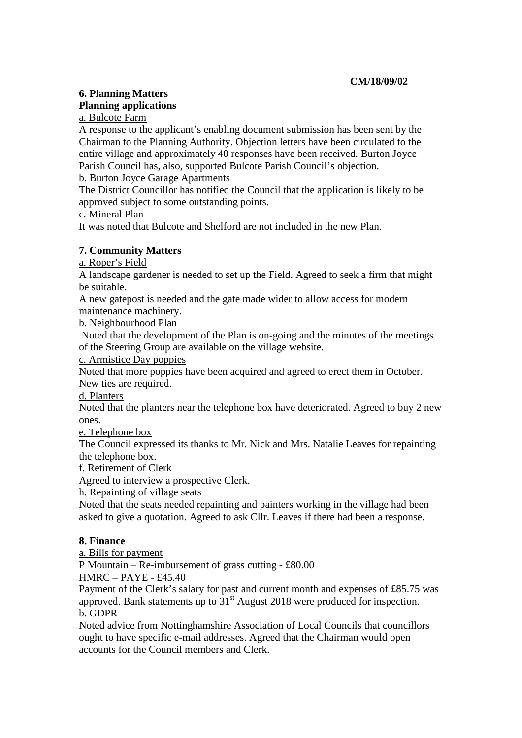**CM/18/09/02**

## 6. Planning Matters

### Planning applications

a. Bulcote Farm

A response to the applicant's enabling document submission has been sent by the Chairman to the Planning Authority. Objection letters have been circulated to the entire village and approximately 40 responses have been received. Burton Joyce Parish Council has, also, supported Bulcote Parish Council's objection.

b. Burton Joyce Garage Apartments

The District Councillor has notified the Council that the application is likely to be approved subject to some outstanding points.

c. Mineral Plan

It was noted that Bulcote and Shelford are not included in the new Plan.

## 7. Community Matters

a. Roper's Field

A landscape gardener is needed to set up the Field. Agreed to seek a firm that might be suitable.

A new gatepost is needed and the gate made wider to allow access for modern maintenance machinery.

b. Neighbourhood Plan

Noted that the development of the Plan is on-going and the minutes of the meetings of the Steering Group are available on the village website.

c. Armistice Day poppies

Noted that more poppies have been acquired and agreed to erect them in October. New ties are required.

d. Planters

Noted that the planters near the telephone box have deteriorated. Agreed to buy 2 new ones.

e. Telephone box

The Council expressed its thanks to Mr. Nick and Mrs. Natalie Leaves for repainting the telephone box.

f. Retirement of Clerk

Agreed to interview a prospective Clerk.

h. Repainting of village seats

Noted that the seats needed repainting and painters working in the village had been asked to give a quotation. Agreed to ask Cllr. Leaves if there had been a response.

## 8. Finance

a. Bills for payment

P Mountain – Re-imbursement of grass cutting - £80.00

HMRC – PAYE - £45.40

Payment of the Clerk's salary for past and current month and expenses of £85.75 was approved. Bank statements up to 31st August 2018 were produced for inspection.

b. GDPR

Noted advice from Nottinghamshire Association of Local Councils that councillors ought to have specific e-mail addresses. Agreed that the Chairman would open accounts for the Council members and Clerk.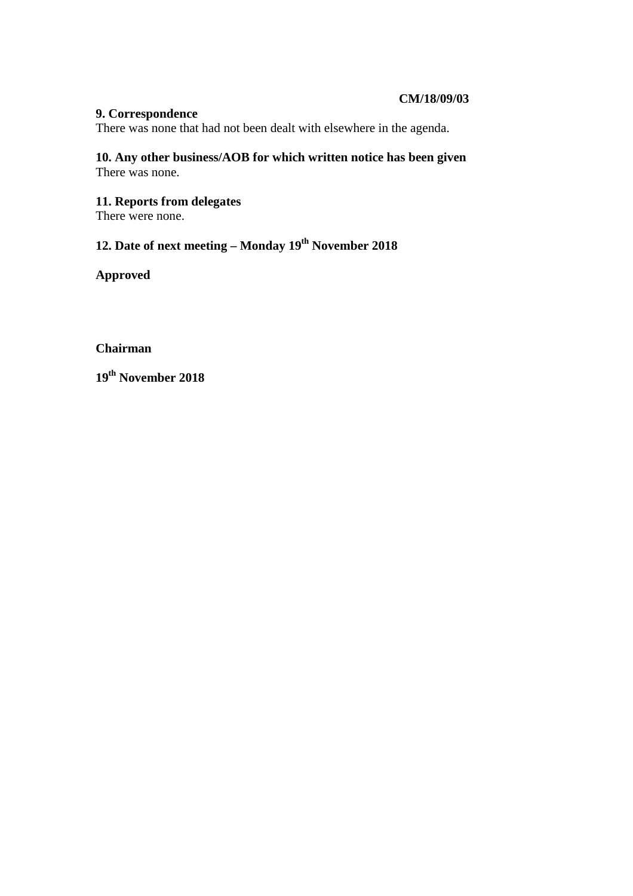**CM/18/09/03**

**9. Correspondence**

There was none that had not been dealt with elsewhere in the agenda.

**10. Any other business/AOB for which written notice has been given**

There was none.

**11. Reports from delegates**

There were none.

**12. Date of next meeting – Monday 19th November 2018**

**Approved**

**Chairman**

**19th November 2018**